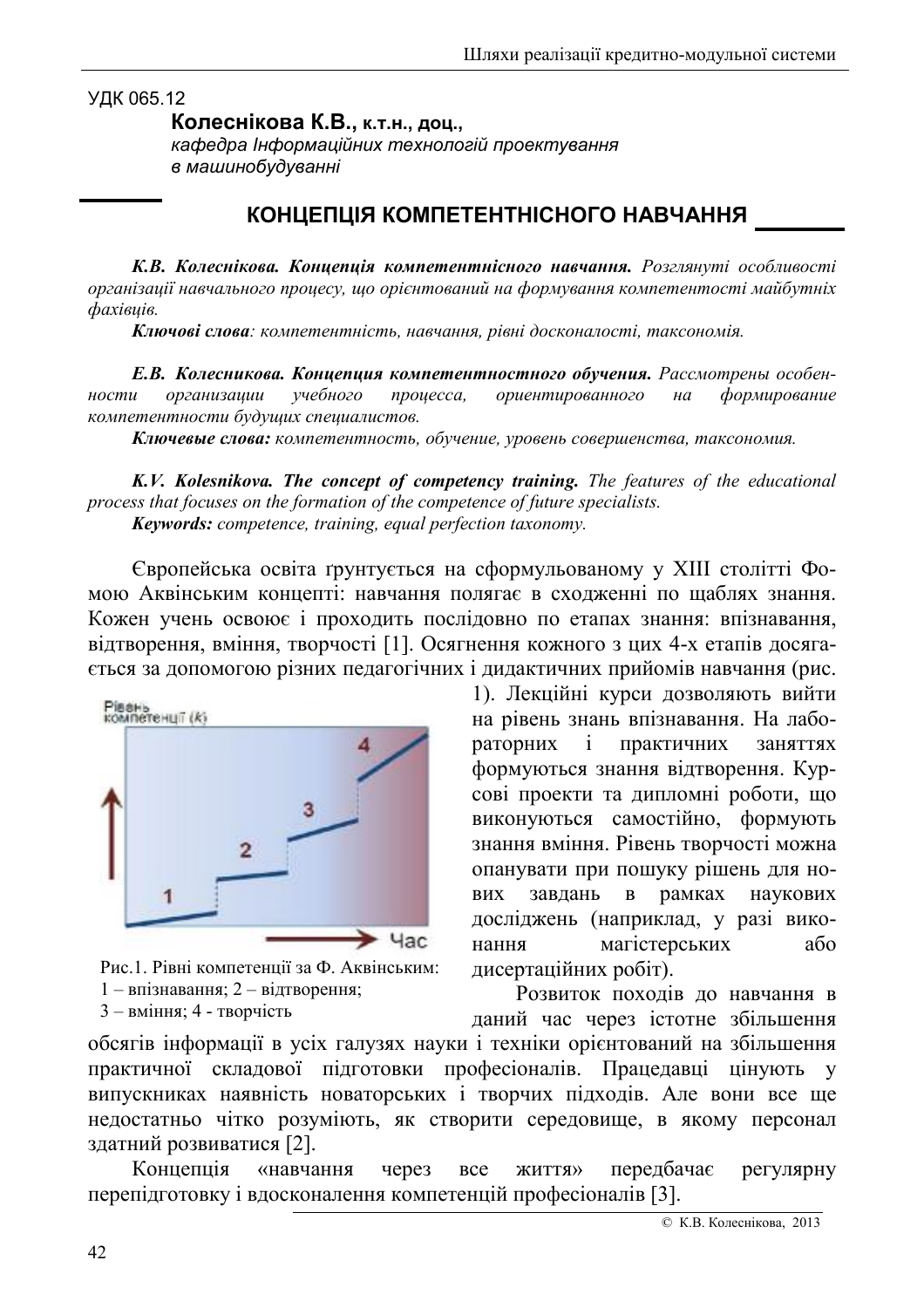УДК 065.12

**Колеснікова К.В.,** **к.т.н., доц.,**
*кафедра Інформаційних технологій проектування в машинобудуванні*

# КОНЦЕПЦІЯ КОМПЕТЕНТНІСНОГО НАВЧАННЯ

***К.В. Колеснікова. Концепція компетентнісного навчання.*** *Розглянуті особливості організації навчального процесу, що орієнтований на формування компетентості майбутніх фахівців.*

***Ключові слова****: компетентність, навчання, рівні досконалості, таксономія.*

***Е.В. Колесникова. Концепция компетентностного обучения.*** *Рассмотрены особенности организации учебного процесса, ориентированного на формирование компетентности будущих специалистов.*

***Ключевые слова:*** *компетентность, обучение, уровень совершенства, таксономия.*

***K.V. Kolesnikova. The concept of competency training.*** *The features of the educational process that focuses on the formation of the competence of future specialists.*

***Keywords:*** *competence, training, equal perfection taxonomy.*

Європейська освіта ґрунтується на сформульованому у XIII столітті Фомою Аквінським концепті: навчання полягає в сходженні по щаблях знання. Кожен учень освоює і проходить послідовно по етапах знання: впізнавання, відтворення, вміння, творчості [1]. Осягнення кожного з цих 4-х етапів досягається за допомогою різних педагогічних і дидактичних прийомів навчання (рис. 1). Лекційні курси дозволяють вийти на рівень знань впізнавання. На лабораторних і практичних заняттях формуються знання відтворення. Курсові проекти та дипломні роботи, що виконуються самостійно, формують знання вміння. Рівень творчості можна опанувати при пошуку рішень для нових завдань в рамках наукових досліджень (наприклад, у разі виконання магістерських або дисертаційних робіт).

Рис.1. Рівні компетенції за Ф. Аквінським: 1 – впізнавання; 2 – відтворення; 3 – вміння; 4 - творчість

Розвиток походів до навчання в даний час через істотне збільшення обсягів інформації в усіх галузях науки і техніки орієнтований на збільшення практичної складової підготовки професіоналів. Працедавці цінують у випускниках наявність новаторських і творчих підходів. Але вони все ще недостатньо чітко розуміють, як створити середовище, в якому персонал здатний розвиватися [2].

Концепція «навчання через все життя» передбачає регулярну перепідготовку і вдосконалення компетенцій професіоналів [3].

© К.В. Колеснікова, 2013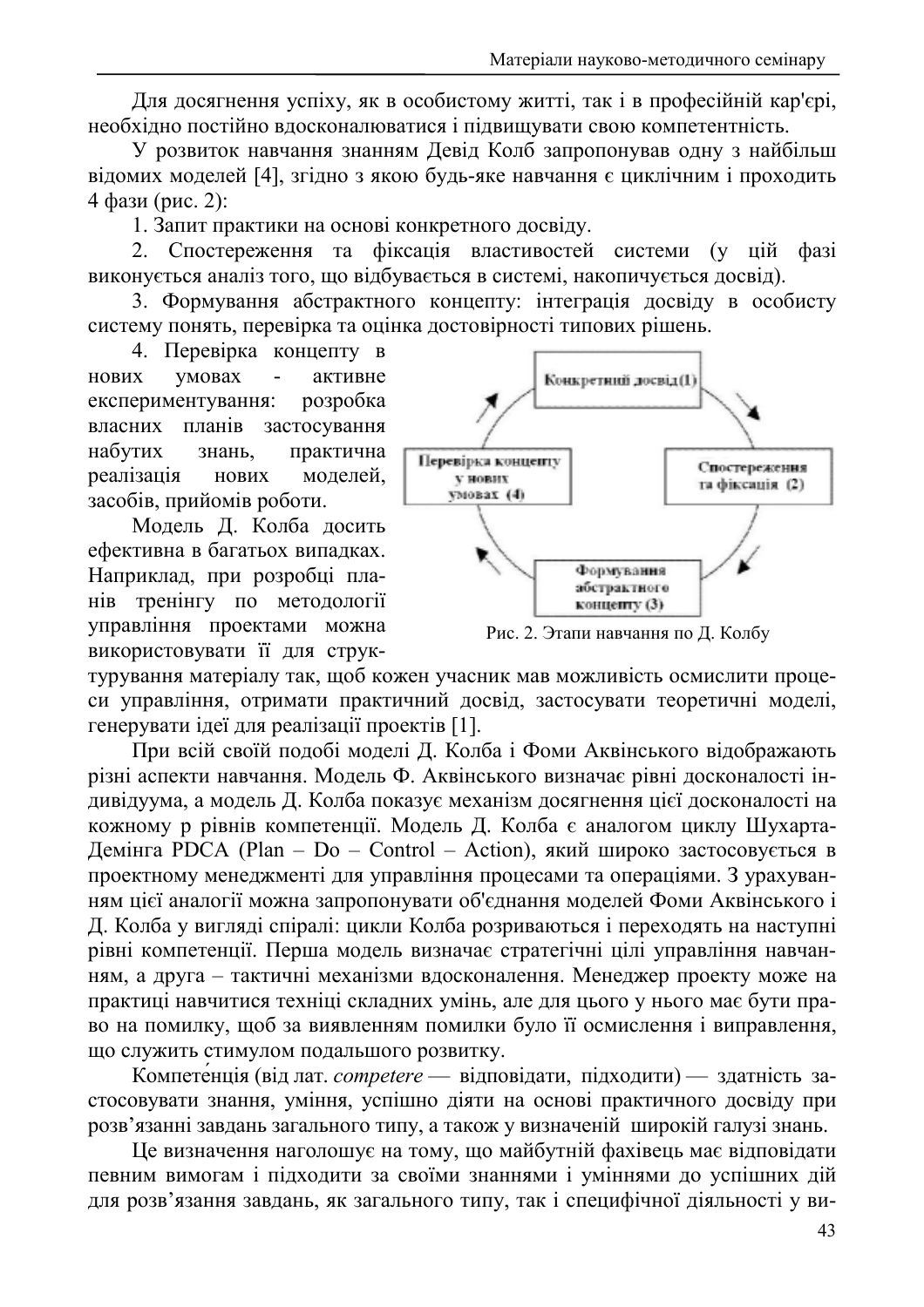Для досягнення успіху, як в особистому житті, так і в професійній кар'єрі, необхідно постійно вдосконалюватися і підвищувати свою компетентність.

У розвиток навчання знанням Девід Колб запропонував одну з найбільш відомих моделей [4], згідно з якою будь-яке навчання є циклічним і проходить 4 фази (рис. 2):

1. Запит практики на основі конкретного досвіду.
2. Спостереження та фіксація властивостей системи (у цій фазі виконується аналіз того, що відбувається в системі, накопичується досвід).
3. Формування абстрактного концепту: інтеграція досвіду в особисту систему понять, перевірка та оцінка достовірності типових рішень.
4. Перевірка концепту в нових умовах - активне експериментування: розробка власних планів застосування набутих знань, практична реалізація нових моделей, засобів, прийомів роботи.

Конкретний досвід (1)

Спостереження та фіксація (2)

Формування абстрактного концепту (3)

Перевірка концепту у нових умовах (4)

Рис. 2. Этапи навчання по Д. Колбу

Модель Д. Колба досить ефективна в багатьох випадках. Наприклад, при розробці планів тренінгу по методології управління проектами можна використовувати її для структурування матеріалу так, щоб кожен учасник мав можливість осмислити процеси управління, отримати практичний досвід, застосувати теоретичні моделі, генерувати ідеї для реалізації проектів [1].

При всій своїй подобі моделі Д. Колба і Фоми Аквінського відображають різні аспекти навчання. Модель Ф. Аквінського визначає рівні досконалості індивідуума, а модель Д. Колба показує механізм досягнення цієї досконалості на кожному р рівнів компетенції. Модель Д. Колба є аналогом циклу Шухарта-Демінга PDCA (Plan – Do – Control – Action), який широко застосовується в проектному менеджменті для управління процесами та операціями. З урахуванням цієї аналогії можна запропонувати об'єднання моделей Фоми Аквінського і Д. Колба у вигляді спіралі: цикли Колба розриваються і переходять на наступні рівні компетенції. Перша модель визначає стратегічні цілі управління навчанням, а друга – тактичні механізми вдосконалення. Менеджер проекту може на практиці навчитися техніці складних умінь, але для цього у нього має бути право на помилку, щоб за виявленням помилки було її осмислення і виправлення, що служить стимулом подальшого розвитку.

Компете́нція (від лат. *competere* — відповідати, підходити) — здатність застосовувати знання, уміння, успішно діяти на основі практичного досвіду при розв'язанні завдань загального типу, а також у визначеній широкій галузі знань.

Це визначення наголошує на тому, що майбутній фахівець має відповідати певним вимогам і підходити за своїми знаннями і уміннями до успішних дій для розв'язання завдань, як загального типу, так і специфічної діяльності у ви-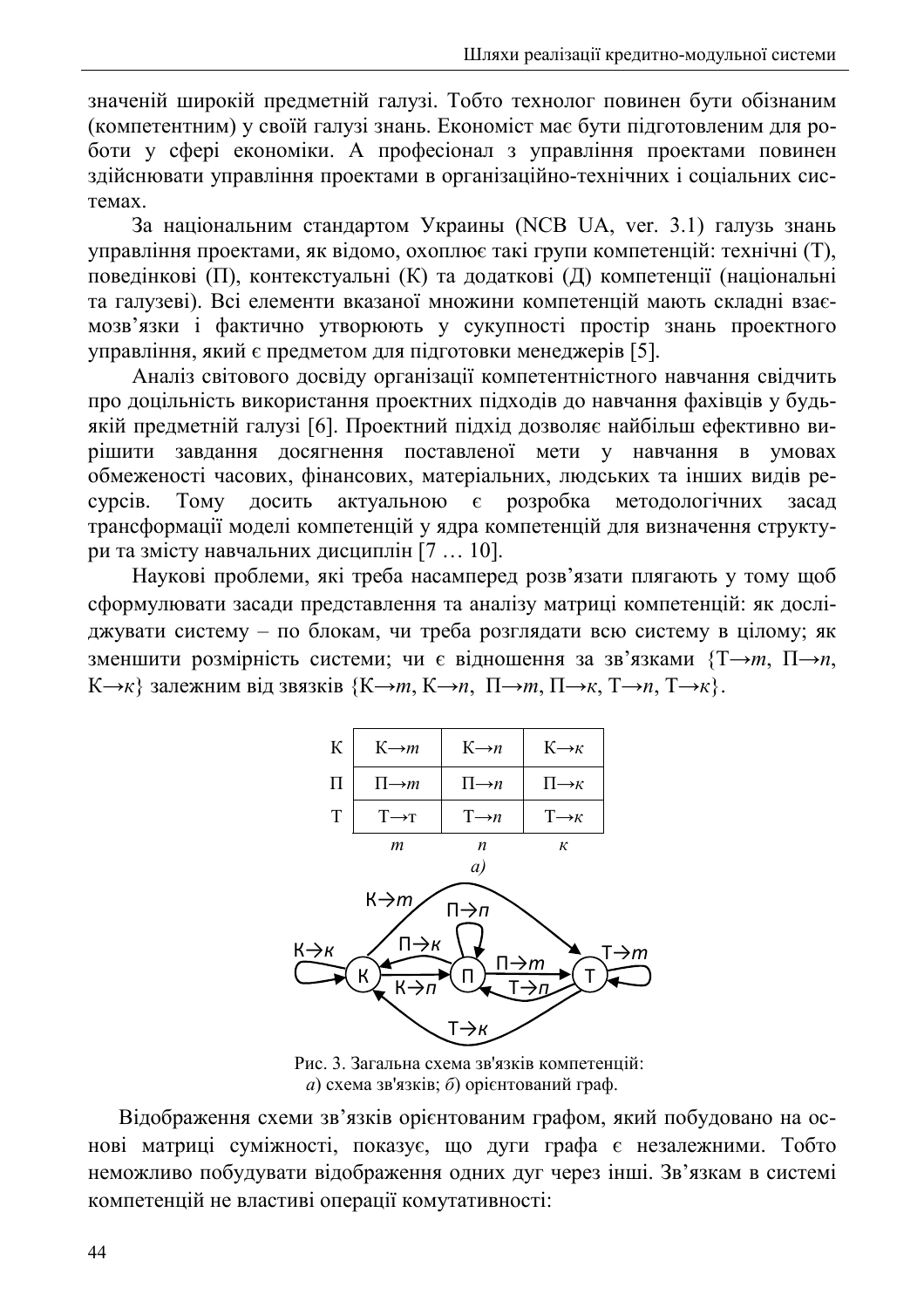значеній широкій предметній галузі. Тобто технолог повинен бути обізнаним (компетентним) у своїй галузі знань. Економіст має бути підготовленим для роботи у сфері економіки. А професіонал з управління проектами повинен здійснювати управління проектами в організаційно-технічних і соціальних системах.

За національним стандартом Украины (NCB UA, ver. 3.1) галузь знань управління проектами, як відомо, охоплює такі групи компетенцій: технічні (Т), поведінкові (П), контекстуальні (К) та додаткові (Д) компетенції (національні та галузеві). Всі елементи вказаної множини компетенцій мають складні взаємозв'язки і фактично утворюють у сукупності простір знань проектного управління, який є предметом для підготовки менеджерів [5].

Аналіз світового досвіду організації компетентністного навчання свідчить про доцільність використання проектних підходів до навчання фахівців у будь-якій предметній галузі [6]. Проектний підхід дозволяє найбільш ефективно вирішити завдання досягнення поставленої мети у навчання в умовах обмеженості часових, фінансових, матеріальних, людських та інших видів ресурсів. Тому досить актуальною є розробка методологічних засад трансформації моделі компетенцій у ядра компетенцій для визначення структури та змісту навчальних дисциплін [7 … 10].

Наукові проблеми, які треба насамперед розв'язати плягають у тому щоб сформулювати засади представлення та аналізу матриці компетенцій: як досліджувати систему – по блокам, чи треба розглядати всю систему в цілому; як зменшити розмірність системи; чи є відношення за зв'язками {Т→*т*, П→*п*, К→*к*} залежним від звязків {К→*т*, К→*п*, П→*т*, П→*к*, Т→*п*, Т→*к*}.

| | | | |
|---|---|---|---|
| К | К→*т* | К→*п* | К→*к* |
| П | П→*т* | П→*п* | П→*к* |
| Т | Т→т | Т→*п* | Т→*к* |
| | *т* | *п* | *к* |

*а)*

Рис. 3. Загальна схема зв'язків компетенцій:
*а*) схема зв'язків; *б*) орієнтований граф.

Відображення схеми зв'язків орієнтованим графом, який побудовано на основі матриці суміжності, показує, що дуги графа є незалежними. Тобто неможливо побудувати відображення одних дуг через інші. Зв'язкам в системі компетенцій не властиві операції комутативності: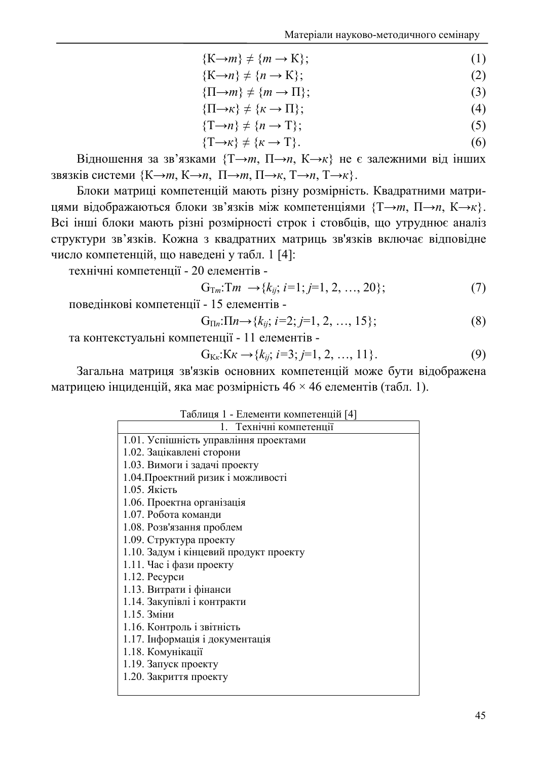$$\{К \rightarrow m\} \neq \{m \rightarrow К\}; \quad (1)$$

$$\{К \rightarrow n\} \neq \{n \rightarrow К\}; \quad (2)$$

$$\{П \rightarrow m\} \neq \{m \rightarrow П\}; \quad (3)$$

$$\{П \rightarrow к\} \neq \{к \rightarrow П\}; \quad (4)$$

$$\{Т \rightarrow n\} \neq \{n \rightarrow Т\}; \quad (5)$$

$$\{Т \rightarrow к\} \neq \{к \rightarrow Т\}. \quad (6)$$

Відношення за зв'язками $\{Т \rightarrow m,\ П \rightarrow n,\ К \rightarrow к\}$ не є залежними від інших звязків системи $\{К \rightarrow m,\ К \rightarrow n,\ П \rightarrow m,\ П \rightarrow к,\ Т \rightarrow n,\ Т \rightarrow к\}$.

Блоки матриці компетенцій мають різну розмірність. Квадратними матрицями відображаються блоки зв'язків між компетенціями $\{Т \rightarrow m,\ П \rightarrow n,\ К \rightarrow к\}$. Всі інші блоки мають різні розмірності строк і стовбців, що утруднює аналіз структури зв'язків. Кожна з квадратних матриць зв'язків включає відповідне число компетенцій, що наведені у табл. 1 [4]:

технічні компетенції - 20 елементів -

$$G_{Тm}:Тm \rightarrow \{k_{ij};\ i=1;\ j=1, 2, \ldots, 20\}; \quad (7)$$

поведінкові компетенції - 15 елементів -

$$G_{Пn}:Пn \rightarrow \{k_{ij};\ i=2;\ j=1, 2, \ldots, 15\}; \quad (8)$$

та контекстуальні компетенції - 11 елементів -

$$G_{Кк}:Кк \rightarrow \{k_{ij};\ i=3;\ j=1, 2, \ldots, 11\}. \quad (9)$$

Загальна матриця зв'язків основних компетенцій може бути відображена матрицею інциденцій, яка має розмірність 46 × 46 елементів (табл. 1).

Таблиця 1 - Елементи компетенцій [4]

| 1. Технічні компетенції |
|---|
| 1.01. Успішність управління проектами |
| 1.02. Зацікавлені сторони |
| 1.03. Вимоги і задачі проекту |
| 1.04.Проектний ризик і можливості |
| 1.05. Якість |
| 1.06. Проектна організація |
| 1.07. Робота команди |
| 1.08. Розв'язання проблем |
| 1.09. Структура проекту |
| 1.10. Задум і кінцевий продукт проекту |
| 1.11. Час і фази проекту |
| 1.12. Ресурси |
| 1.13. Витрати і фінанси |
| 1.14. Закупівлі і контракти |
| 1.15. Зміни |
| 1.16. Контроль і звітність |
| 1.17. Інформація і документація |
| 1.18. Комунікації |
| 1.19. Запуск проекту |
| 1.20. Закриття проекту |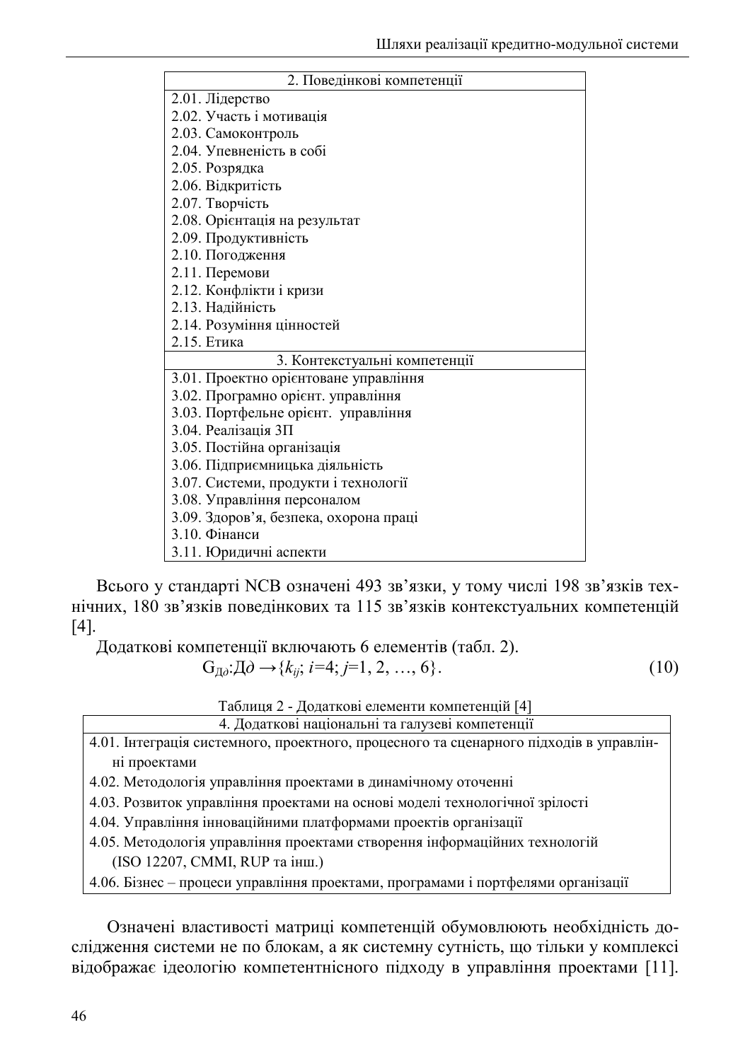| 2. Поведінкові компетенції |
|---|
| 2.01. Лідерство |
| 2.02. Участь і мотивація |
| 2.03. Самоконтроль |
| 2.04. Упевненість в собі |
| 2.05. Розрядка |
| 2.06. Відкритість |
| 2.07. Творчість |
| 2.08. Орієнтація на результат |
| 2.09. Продуктивність |
| 2.10. Погодження |
| 2.11. Перемови |
| 2.12. Конфлікти і кризи |
| 2.13. Надійність |
| 2.14. Розуміння цінностей |
| 2.15. Етика |
| **3. Контекстуальні компетенції** |
| 3.01. Проектно орієнтоване управління |
| 3.02. Програмно орієнт. управління |
| 3.03. Портфельне орієнт. управління |
| 3.04. Реалізація ЗП |
| 3.05. Постійна організація |
| 3.06. Підприємницька діяльність |
| 3.07. Системи, продукти і технології |
| 3.08. Управління персоналом |
| 3.09. Здоров'я, безпека, охорона праці |
| 3.10. Фінанси |
| 3.11. Юридичні аспекти |

Всього у стандарті NCB означені 493 зв'язки, у тому числі 198 зв'язків технічних, 180 зв'язків поведінкових та 115 зв'язків контекстуальних компетенцій [4].

Додаткові компетенції включають 6 елементів (табл. 2).

$$G_{Д\partial}: Д\partial \rightarrow \{k_{ij};\ i=4;\ j=1,\ 2,\ \ldots,\ 6\}. \tag{10}$$

Таблиця 2 - Додаткові елементи компетенцій [4]

| 4. Додаткові національні та галузеві компетенції |
|---|
| 4.01. Інтеграція системного, проектного, процесного та сценарного підходів в управлінні проекти |
| 4.02. Методологія управління проектами в динамічному оточенні |
| 4.03. Розвиток управління проектами на основі моделі технологічної зрілості |
| 4.04. Управління інноваційними платформами проектів організації |
| 4.05. Методологія управління проектами створення інформаційних технологій (ISO 12207, CMMI, RUP та інш.) |
| 4.06. Бізнес – процеси управління проектами, програмами і портфелями організації |

Означені властивості матриці компетенцій обумовлюють необхідність дослідження системи не по блокам, а як системну сутність, що тільки у комплексі відображає ідеологію компетентнісного підходу в управління проектами [11].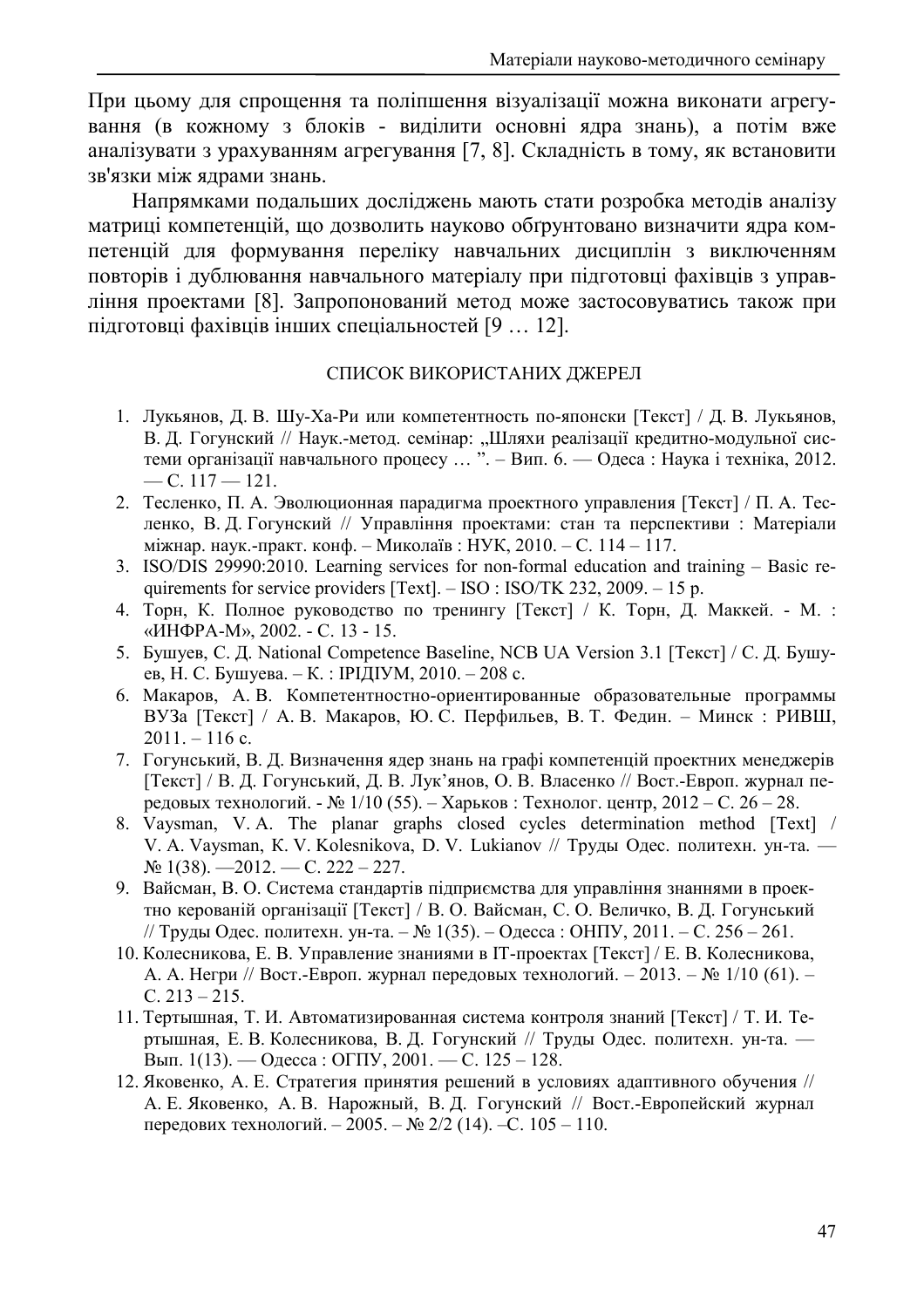При цьому для спрощення та поліпшення візуалізації можна виконати агрегування (в кожному з блоків - виділити основні ядра знань), а потім вже аналізувати з урахуванням агрегування [7, 8]. Складність в тому, як встановити зв'язки між ядрами знань.

Напрямками подальших досліджень мають стати розробка методів аналізу матриці компетенцій, що дозволить науково обґрунтовано визначити ядра компетенцій для формування переліку навчальних дисциплін з виключенням повторів і дублювання навчального матеріалу при підготовці фахівців з управління проектами [8]. Запропонований метод може застосовуватись також при підготовці фахівців інших спеціальностей [9 … 12].

## СПИСОК ВИКОРИСТАНИХ ДЖЕРЕЛ

1. Лукьянов, Д. В. Шу-Ха-Ри или компетентность по-японски [Текст] / Д. В. Лукьянов, В. Д. Гогунский // Наук.-метод. семінар: „Шляхи реалізації кредитно-модульної системи організації навчального процесу … ". – Вип. 6. — Одеса : Наука і техніка, 2012. — С. 117 — 121.
2. Тесленко, П. А. Эволюционная парадигма проектного управления [Текст] / П. А. Тесленко, В. Д. Гогунский // Управління проектами: стан та перспективи : Матеріали міжнар. наук.-практ. конф. – Миколаїв : НУК, 2010. – С. 114 – 117.
3. ISO/DIS 29990:2010. Learning services for non-formal education and training – Basic requirements for service providers [Text]. – ISO : ISO/TK 232, 2009. – 15 p.
4. Торн, К. Полное руководство по тренингу [Текст] / К. Торн, Д. Маккей. - М. : «ИНФРА-М», 2002. - С. 13 - 15.
5. Бушуев, С. Д. National Competence Baseline, NCB UA Version 3.1 [Текст] / С. Д. Бушуев, Н. С. Бушуева. – К. : ІРІДІУМ, 2010. – 208 с.
6. Макаров, А. В. Компетентностно-ориентированные образовательные программы ВУЗа [Текст] / А. В. Макаров, Ю. С. Перфильев, В. Т. Федин. – Минск : РИВШ, 2011. – 116 с.
7. Гогунський, В. Д. Визначення ядер знань на графі компетенцій проектних менеджерів [Текст] / В. Д. Гогунський, Д. В. Лук'янов, О. В. Власенко // Вост.-Европ. журнал передовых технологий. - № 1/10 (55). – Харьков : Технолог. центр, 2012 – С. 26 – 28.
8. Vaysman, V. A. The planar graphs closed cycles determination method [Text] / V. A. Vaysman, K. V. Kolesnikova, D. V. Lukianov // Труды Одес. политехн. ун-та. — № 1(38). —2012. — С. 222 – 227.
9. Вайсман, В. О. Система стандартів підприємства для управління знаннями в проектно керованій організації [Текст] / В. О. Вайсман, С. О. Величко, В. Д. Гогунський // Труды Одес. политехн. ун-та. – № 1(35). – Одесса : ОНПУ, 2011. – С. 256 – 261.
10. Колесникова, Е. В. Управление знаниями в IT-проектах [Текст] / Е. В. Колесникова, А. А. Негри // Вост.-Европ. журнал передовых технологий. – 2013. – № 1/10 (61). – С. 213 – 215.
11. Тертышная, Т. И. Автоматизированная система контроля знаний [Текст] / Т. И. Тертышная, Е. В. Колесникова, В. Д. Гогунский // Труды Одес. политехн. ун-та. — Вып. 1(13). — Одесса : ОГПУ, 2001. — С. 125 – 128.
12. Яковенко, А. Е. Стратегия принятия решений в условиях адаптивного обучения // А. Е. Яковенко, А. В. Нарожный, В. Д. Гогунский // Вост.-Европейский журнал передових технологий. – 2005. – № 2/2 (14). –С. 105 – 110.